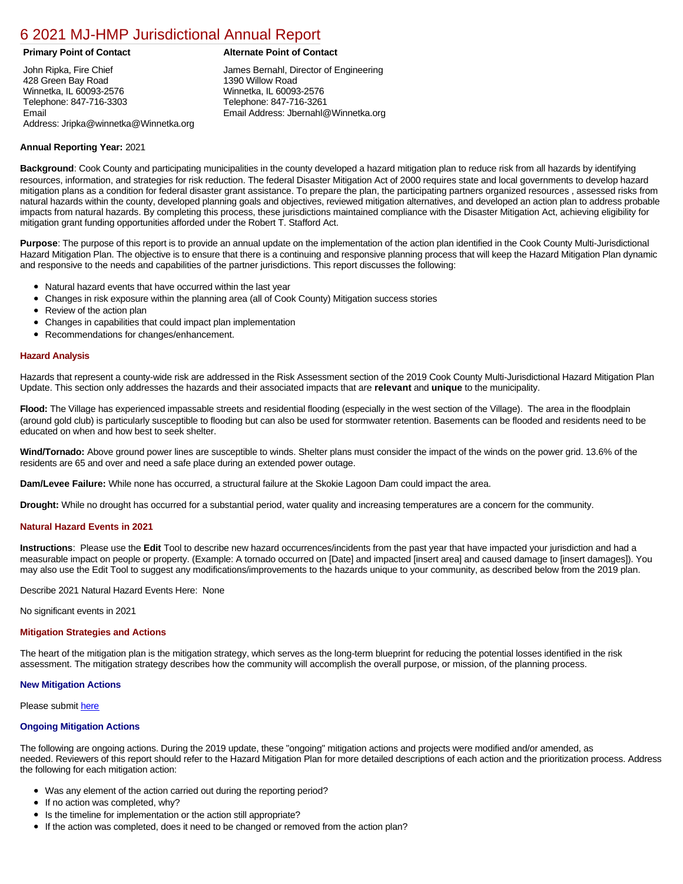# 6 2021 MJ-HMP Jurisdictional Annual Report

**Primary Point of Contact**

John Ripka, Fire Chief
428 Green Bay Road
Winnetka, IL 60093-2576
Telephone: 847-716-3303
Email
Address: Jripka@winnetka@Winnetka.org

**Alternate Point of Contact**

James Bernahl, Director of Engineering
1390 Willow Road
Winnetka, IL 60093-2576
Telephone: 847-716-3261
Email Address: Jbernahl@Winnetka.org

**Annual Reporting Year:** 2021

**Background**: Cook County and participating municipalities in the county developed a hazard mitigation plan to reduce risk from all hazards by identifying resources, information, and strategies for risk reduction. The federal Disaster Mitigation Act of 2000 requires state and local governments to develop hazard mitigation plans as a condition for federal disaster grant assistance. To prepare the plan, the participating partners organized resources , assessed risks from natural hazards within the county, developed planning goals and objectives, reviewed mitigation alternatives, and developed an action plan to address probable impacts from natural hazards. By completing this process, these jurisdictions maintained compliance with the Disaster Mitigation Act, achieving eligibility for mitigation grant funding opportunities afforded under the Robert T. Stafford Act.

**Purpose**: The purpose of this report is to provide an annual update on the implementation of the action plan identified in the Cook County Multi-Jurisdictional Hazard Mitigation Plan. The objective is to ensure that there is a continuing and responsive planning process that will keep the Hazard Mitigation Plan dynamic and responsive to the needs and capabilities of the partner jurisdictions. This report discusses the following:

- Natural hazard events that have occurred within the last year
- Changes in risk exposure within the planning area (all of Cook County) Mitigation success stories
- Review of the action plan
- Changes in capabilities that could impact plan implementation
- Recommendations for changes/enhancement.

## Hazard Analysis

Hazards that represent a county-wide risk are addressed in the Risk Assessment section of the 2019 Cook County Multi-Jurisdictional Hazard Mitigation Plan Update. This section only addresses the hazards and their associated impacts that are **relevant** and **unique** to the municipality.

**Flood:** The Village has experienced impassable streets and residential flooding (especially in the west section of the Village). The area in the floodplain (around gold club) is particularly susceptible to flooding but can also be used for stormwater retention. Basements can be flooded and residents need to be educated on when and how best to seek shelter.

**Wind/Tornado:** Above ground power lines are susceptible to winds. Shelter plans must consider the impact of the winds on the power grid. 13.6% of the residents are 65 and over and need a safe place during an extended power outage.

**Dam/Levee Failure:** While none has occurred, a structural failure at the Skokie Lagoon Dam could impact the area.

**Drought:** While no drought has occurred for a substantial period, water quality and increasing temperatures are a concern for the community.

## Natural Hazard Events in 2021

**Instructions**: Please use the **Edit** Tool to describe new hazard occurrences/incidents from the past year that have impacted your jurisdiction and had a measurable impact on people or property. (Example: A tornado occurred on [Date] and impacted [insert area] and caused damage to [insert damages]). You may also use the Edit Tool to suggest any modifications/improvements to the hazards unique to your community, as described below from the 2019 plan.

Describe 2021 Natural Hazard Events Here: None

No significant events in 2021

## Mitigation Strategies and Actions

The heart of the mitigation plan is the mitigation strategy, which serves as the long-term blueprint for reducing the potential losses identified in the risk assessment. The mitigation strategy describes how the community will accomplish the overall purpose, or mission, of the planning process.

### New Mitigation Actions

Please submit here

### Ongoing Mitigation Actions

The following are ongoing actions. During the 2019 update, these "ongoing" mitigation actions and projects were modified and/or amended, as needed. Reviewers of this report should refer to the Hazard Mitigation Plan for more detailed descriptions of each action and the prioritization process. Address the following for each mitigation action:

- Was any element of the action carried out during the reporting period?
- If no action was completed, why?
- Is the timeline for implementation or the action still appropriate?
- If the action was completed, does it need to be changed or removed from the action plan?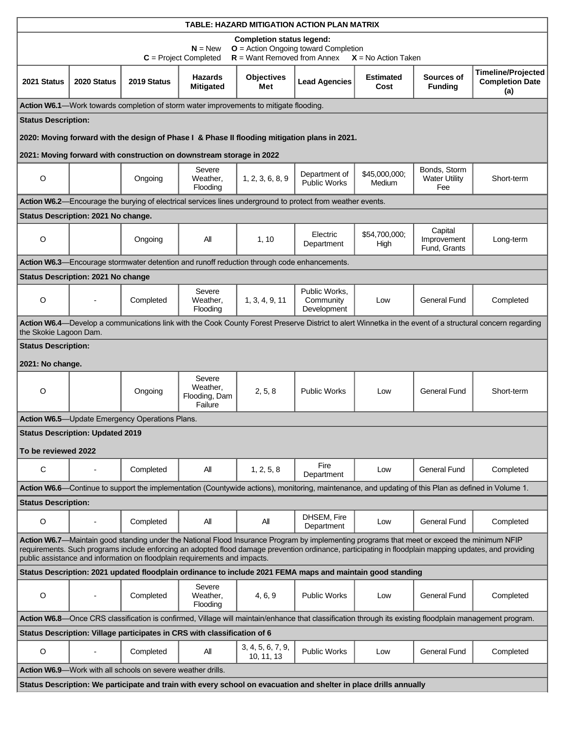**TABLE: HAZARD MITIGATION ACTION PLAN MATRIX**

**Completion status legend:**
**N** = New **O** = Action Ongoing toward Completion
**C** = Project Completed **R** = Want Removed from Annex **X** = No Action Taken

| 2021 Status | 2020 Status | 2019 Status | Hazards Mitigated | Objectives Met | Lead Agencies | Estimated Cost | Sources of Funding | Timeline/Projected Completion Date (a) |
|---|---|---|---|---|---|---|---|---|
| **Action W6.1**—Work towards completion of storm water improvements to mitigate flooding. | | | | | | | | |
| **Status Description:** **2020: Moving forward with the design of Phase I & Phase II flooding mitigation plans in 2021.** **2021: Moving forward with construction on downstream storage in 2022** | | | | | | | | |
| O | | Ongoing | Severe Weather, Flooding | 1, 2, 3, 6, 8, 9 | Department of Public Works | $45,000,000; Medium | Bonds, Storm Water Utility Fee | Short-term |
| **Action W6.2**—Encourage the burying of electrical services lines underground to protect from weather events. | | | | | | | | |
| **Status Description: 2021 No change.** | | | | | | | | |
| O | | Ongoing | All | 1, 10 | Electric Department | $54,700,000; High | Capital Improvement Fund, Grants | Long-term |
| **Action W6.3**—Encourage stormwater detention and runoff reduction through code enhancements. | | | | | | | | |
| **Status Description: 2021 No change** | | | | | | | | |
| O | - | Completed | Severe Weather, Flooding | 1, 3, 4, 9, 11 | Public Works, Community Development | Low | General Fund | Completed |
| **Action W6.4**—Develop a communications link with the Cook County Forest Preserve District to alert Winnetka in the event of a structural concern regarding the Skokie Lagoon Dam. | | | | | | | | |
| **Status Description:** **2021: No change.** | | | | | | | | |
| O | | Ongoing | Severe Weather, Flooding, Dam Failure | 2, 5, 8 | Public Works | Low | General Fund | Short-term |
| **Action W6.5**—Update Emergency Operations Plans. | | | | | | | | |
| **Status Description: Updated 2019** **To be reviewed 2022** | | | | | | | | |
| C | - | Completed | All | 1, 2, 5, 8 | Fire Department | Low | General Fund | Completed |
| **Action W6.6**—Continue to support the implementation (Countywide actions), monitoring, maintenance, and updating of this Plan as defined in Volume 1. | | | | | | | | |
| **Status Description:** | | | | | | | | |
| O | - | Completed | All | All | DHSEM, Fire Department | Low | General Fund | Completed |
| **Action W6.7**—Maintain good standing under the National Flood Insurance Program by implementing programs that meet or exceed the minimum NFIP requirements. Such programs include enforcing an adopted flood damage prevention ordinance, participating in floodplain mapping updates, and providing public assistance and information on floodplain requirements and impacts. | | | | | | | | |
| **Status Description: 2021 updated floodplain ordinance to include 2021 FEMA maps and maintain good standing** | | | | | | | | |
| O | - | Completed | Severe Weather, Flooding | 4, 6, 9 | Public Works | Low | General Fund | Completed |
| **Action W6.8**—Once CRS classification is confirmed, Village will maintain/enhance that classification through its existing floodplain management program. | | | | | | | | |
| **Status Description: Village participates in CRS with classification of 6** | | | | | | | | |
| O | - | Completed | All | 3, 4, 5, 6, 7, 9, 10, 11, 13 | Public Works | Low | General Fund | Completed |
| **Action W6.9**—Work with all schools on severe weather drills. | | | | | | | | |
| **Status Description: We participate and train with every school on evacuation and shelter in place drills annually** | | | | | | | | |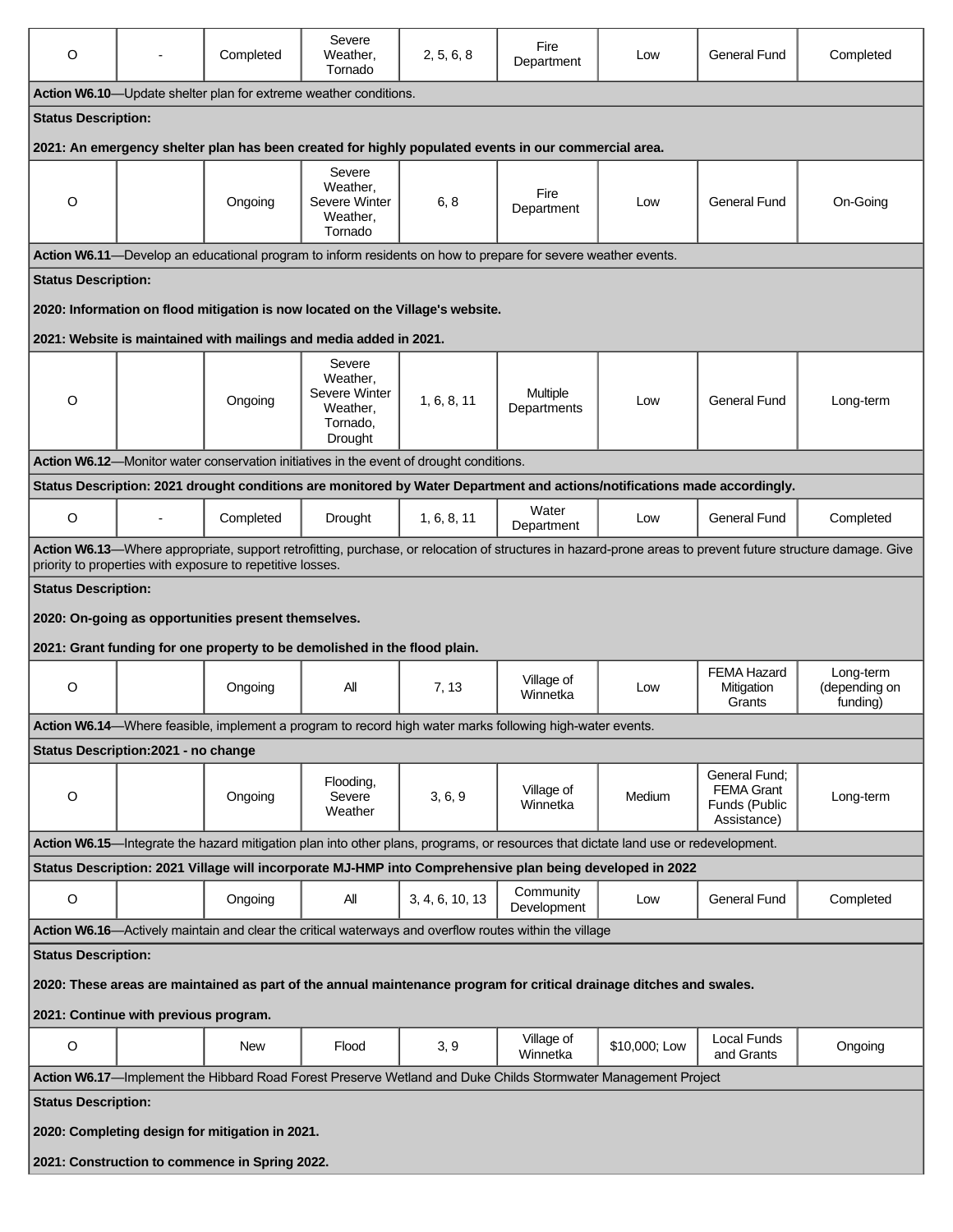| O | - | Completed | Severe Weather, Tornado | 2, 5, 6, 8 | Fire Department | Low | General Fund | Completed |
|---|---|---|---|---|---|---|---|---|

**Action W6.10**—Update shelter plan for extreme weather conditions.

**Status Description:**

**2021: An emergency shelter plan has been created for highly populated events in our commercial area.**

| O | | Ongoing | Severe Weather, Severe Winter Weather, Tornado | 6, 8 | Fire Department | Low | General Fund | On-Going |
|---|---|---|---|---|---|---|---|---|

**Action W6.11**—Develop an educational program to inform residents on how to prepare for severe weather events.

**Status Description:**

**2020: Information on flood mitigation is now located on the Village's website.**

**2021: Website is maintained with mailings and media added in 2021.**

| O | | Ongoing | Severe Weather, Severe Winter Weather, Tornado, Drought | 1, 6, 8, 11 | Multiple Departments | Low | General Fund | Long-term |
|---|---|---|---|---|---|---|---|---|

**Action W6.12**—Monitor water conservation initiatives in the event of drought conditions.

**Status Description: 2021 drought conditions are monitored by Water Department and actions/notifications made accordingly.**

| O | - | Completed | Drought | 1, 6, 8, 11 | Water Department | Low | General Fund | Completed |
|---|---|---|---|---|---|---|---|---|

**Action W6.13**—Where appropriate, support retrofitting, purchase, or relocation of structures in hazard-prone areas to prevent future structure damage. Give priority to properties with exposure to repetitive losses.

**Status Description:**

**2020: On-going as opportunities present themselves.**

**2021: Grant funding for one property to be demolished in the flood plain.**

| O | | Ongoing | All | 7, 13 | Village of Winnetka | Low | FEMA Hazard Mitigation Grants | Long-term (depending on funding) |
|---|---|---|---|---|---|---|---|---|

**Action W6.14**—Where feasible, implement a program to record high water marks following high-water events.

**Status Description:2021 - no change**

| O | | Ongoing | Flooding, Severe Weather | 3, 6, 9 | Village of Winnetka | Medium | General Fund; FEMA Grant Funds (Public Assistance) | Long-term |
|---|---|---|---|---|---|---|---|---|

**Action W6.15**—Integrate the hazard mitigation plan into other plans, programs, or resources that dictate land use or redevelopment.

**Status Description: 2021 Village will incorporate MJ-HMP into Comprehensive plan being developed in 2022**

| O | | Ongoing | All | 3, 4, 6, 10, 13 | Community Development | Low | General Fund | Completed |
|---|---|---|---|---|---|---|---|---|

**Action W6.16**—Actively maintain and clear the critical waterways and overflow routes within the village

**Status Description:**

**2020: These areas are maintained as part of the annual maintenance program for critical drainage ditches and swales.**

**2021: Continue with previous program.**

| O | | New | Flood | 3, 9 | Village of Winnetka | $10,000; Low | Local Funds and Grants | Ongoing |
|---|---|---|---|---|---|---|---|---|

**Action W6.17**—Implement the Hibbard Road Forest Preserve Wetland and Duke Childs Stormwater Management Project

**Status Description:**

**2020: Completing design for mitigation in 2021.**

**2021: Construction to commence in Spring 2022.**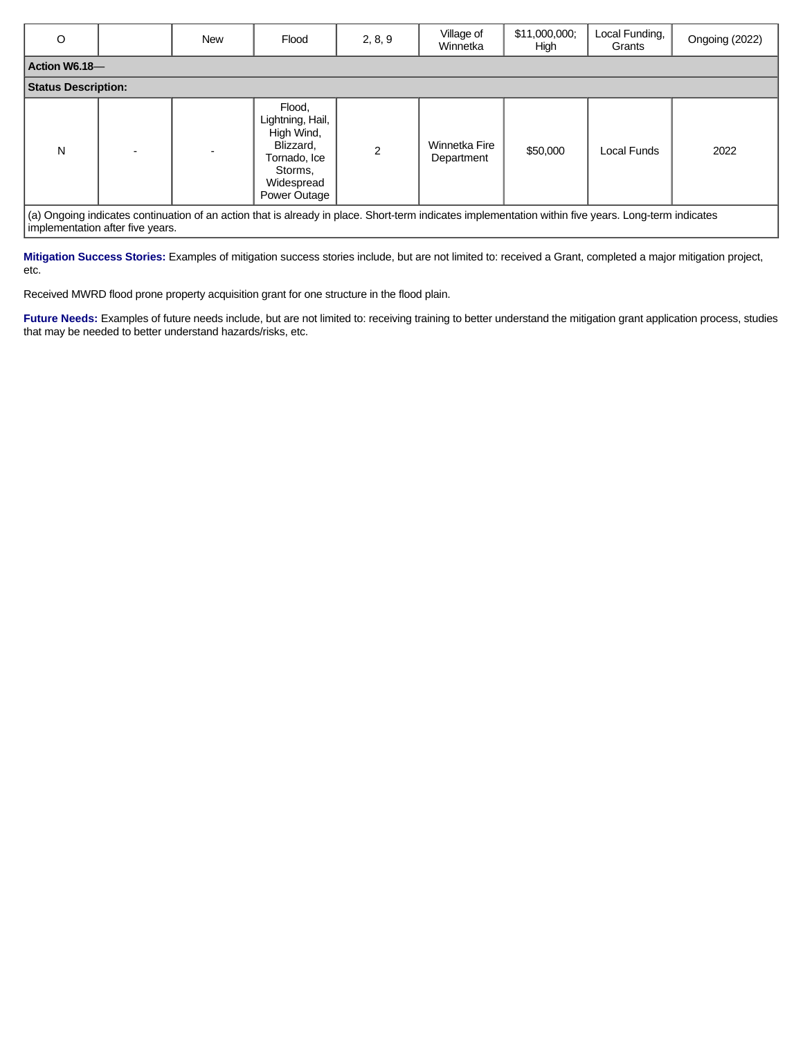| O | | New | Flood | 2, 8, 9 | Village of Winnetka | $11,000,000; High | Local Funding, Grants | Ongoing (2022) |
|---|---|---|---|---|---|---|---|---|
| **Action W6.18—** | | | | | | | | |
| **Status Description:** | | | | | | | | |
| N | - | - | Flood, Lightning, Hail, High Wind, Blizzard, Tornado, Ice Storms, Widespread Power Outage | 2 | Winnetka Fire Department | $50,000 | Local Funds | 2022 |
| (a) Ongoing indicates continuation of an action that is already in place. Short-term indicates implementation within five years. Long-term indicates implementation after five years. | | | | | | | | |

**Mitigation Success Stories:** Examples of mitigation success stories include, but are not limited to: received a Grant, completed a major mitigation project, etc.

Received MWRD flood prone property acquisition grant for one structure in the flood plain.

**Future Needs:** Examples of future needs include, but are not limited to: receiving training to better understand the mitigation grant application process, studies that may be needed to better understand hazards/risks, etc.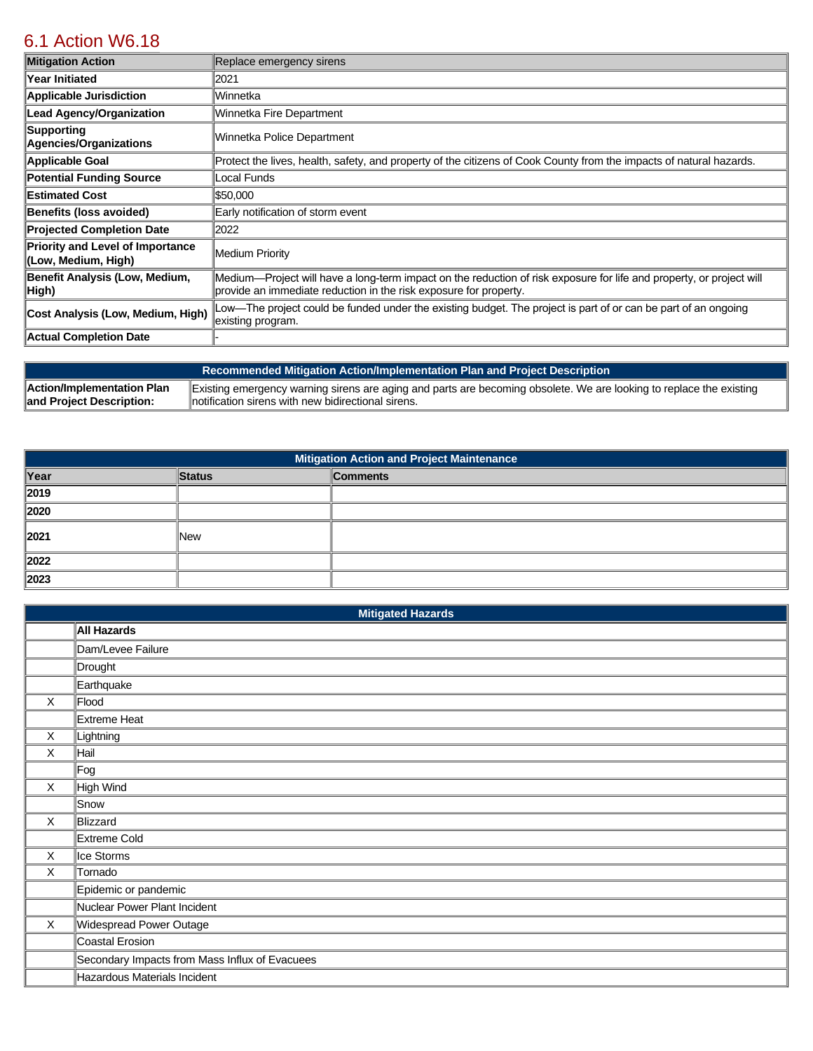## 6.1 Action W6.18

| | |
|---|---|
| **Mitigation Action** | Replace emergency sirens |
| **Year Initiated** | 2021 |
| **Applicable Jurisdiction** | Winnetka |
| **Lead Agency/Organization** | Winnetka Fire Department |
| **Supporting Agencies/Organizations** | Winnetka Police Department |
| **Applicable Goal** | Protect the lives, health, safety, and property of the citizens of Cook County from the impacts of natural hazards. |
| **Potential Funding Source** | Local Funds |
| **Estimated Cost** | $50,000 |
| **Benefits (loss avoided)** | Early notification of storm event |
| **Projected Completion Date** | 2022 |
| **Priority and Level of Importance (Low, Medium, High)** | Medium Priority |
| **Benefit Analysis (Low, Medium, High)** | Medium—Project will have a long-term impact on the reduction of risk exposure for life and property, or project will provide an immediate reduction in the risk exposure for property. |
| **Cost Analysis (Low, Medium, High)** | Low—The project could be funded under the existing budget. The project is part of or can be part of an ongoing existing program. |
| **Actual Completion Date** | - |

| Recommended Mitigation Action/Implementation Plan and Project Description | |
|---|---|
| **Action/Implementation Plan and Project Description:** | Existing emergency warning sirens are aging and parts are becoming obsolete. We are looking to replace the existing notification sirens with new bidirectional sirens. |

| Mitigation Action and Project Maintenance | | |
|---|---|---|
| **Year** | **Status** | **Comments** |
| **2019** | | |
| **2020** | | |
| **2021** | New | |
| **2022** | | |
| **2023** | | |

| Mitigated Hazards | |
|---|---|
| | **All Hazards** |
| | Dam/Levee Failure |
| | Drought |
| | Earthquake |
| X | Flood |
| | Extreme Heat |
| X | Lightning |
| X | Hail |
| | Fog |
| X | High Wind |
| | Snow |
| X | Blizzard |
| | Extreme Cold |
| X | Ice Storms |
| X | Tornado |
| | Epidemic or pandemic |
| | Nuclear Power Plant Incident |
| X | Widespread Power Outage |
| | Coastal Erosion |
| | Secondary Impacts from Mass Influx of Evacuees |
| | Hazardous Materials Incident |